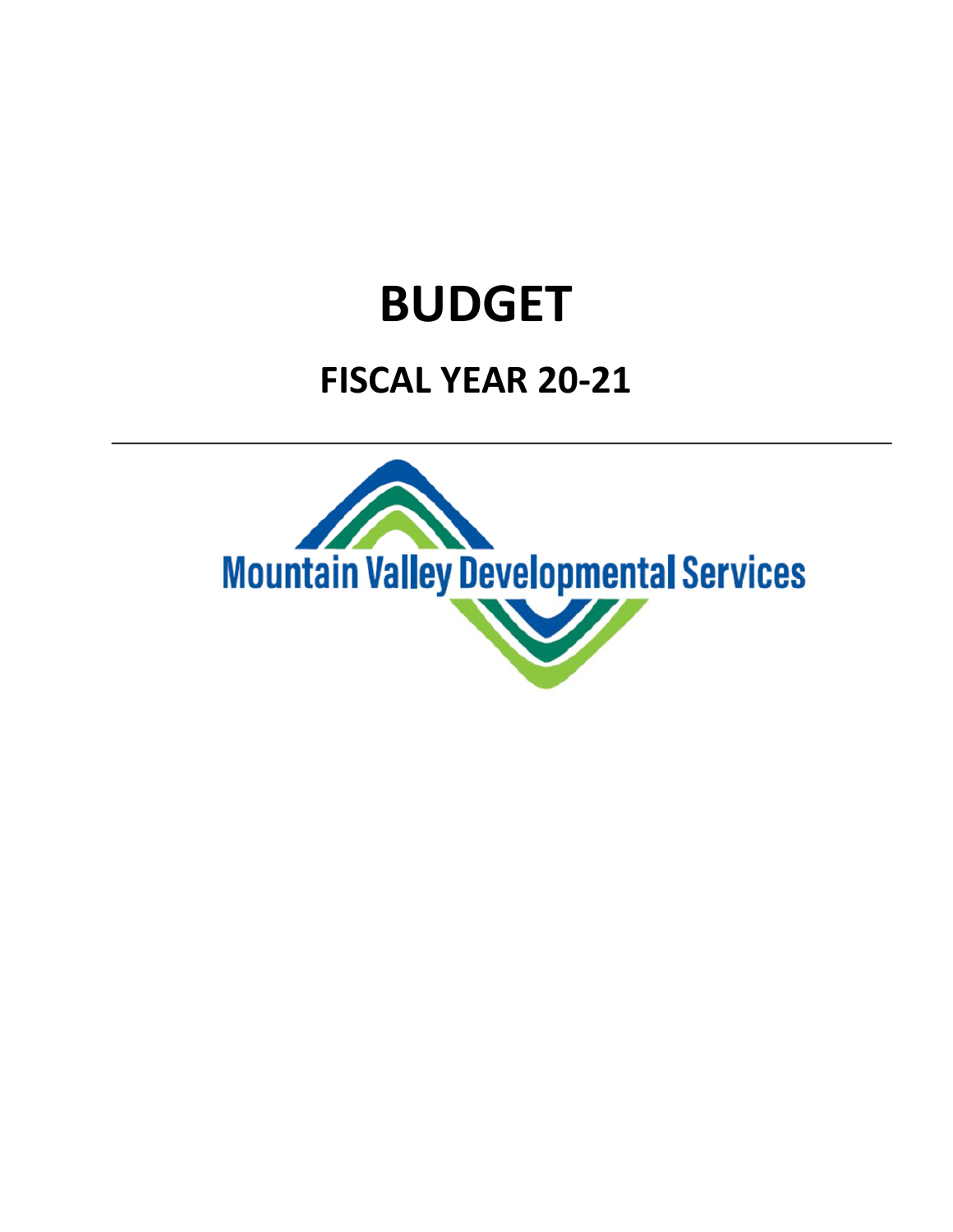# BUDGET

## FISCAL YEAR 20-21

---

Mountain Valley Developmental Services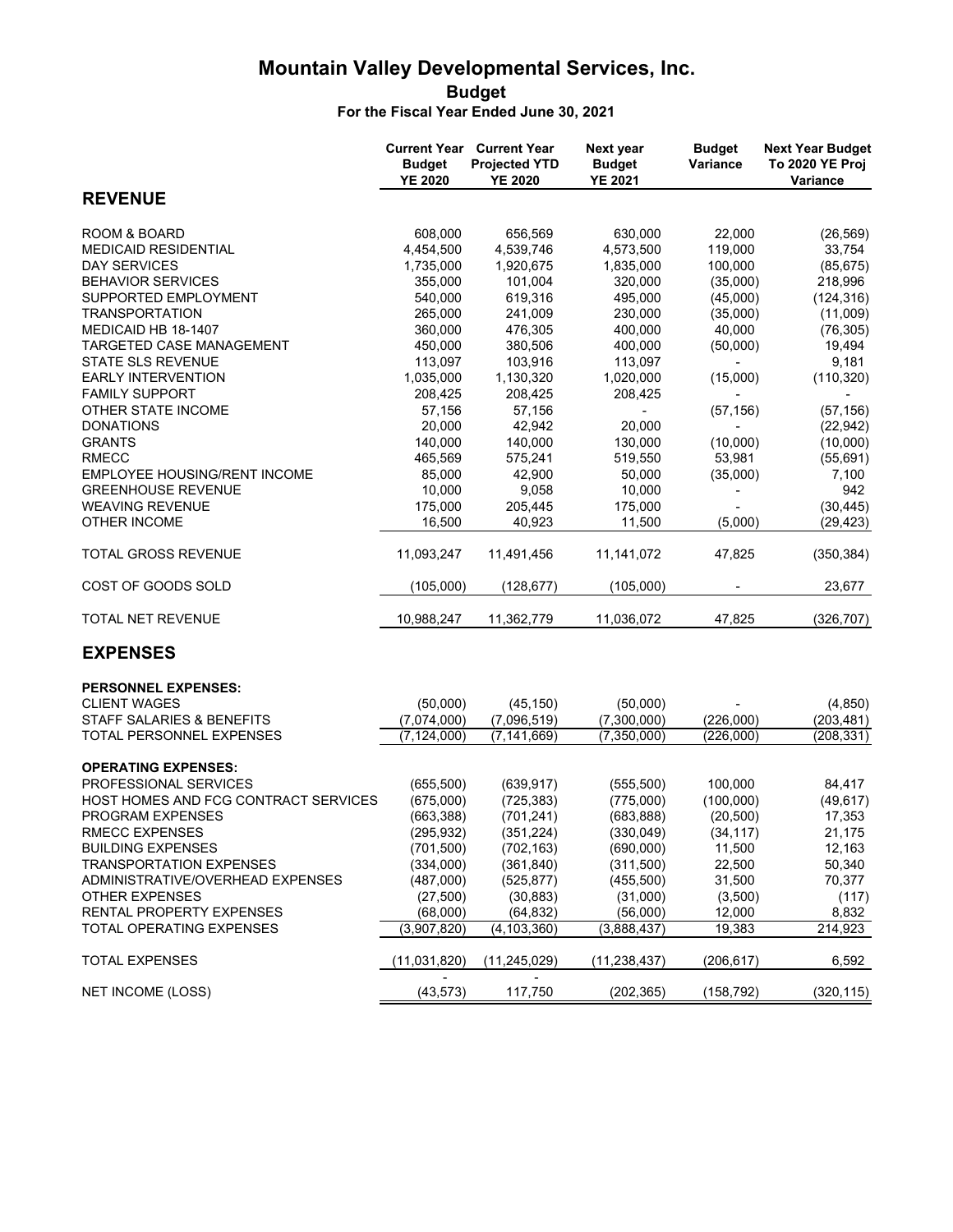# Mountain Valley Developmental Services, Inc.

## Budget

### For the Fiscal Year Ended June 30, 2021

| | Current Year Budget YE 2020 | Current Year Projected YTD YE 2020 | Next year Budget YE 2021 | Budget Variance | Next Year Budget To 2020 YE Proj Variance |
|---|---|---|---|---|---|
| **REVENUE** | | | | | |
| ROOM & BOARD | 608,000 | 656,569 | 630,000 | 22,000 | (26,569) |
| MEDICAID RESIDENTIAL | 4,454,500 | 4,539,746 | 4,573,500 | 119,000 | 33,754 |
| DAY SERVICES | 1,735,000 | 1,920,675 | 1,835,000 | 100,000 | (85,675) |
| BEHAVIOR SERVICES | 355,000 | 101,004 | 320,000 | (35,000) | 218,996 |
| SUPPORTED EMPLOYMENT | 540,000 | 619,316 | 495,000 | (45,000) | (124,316) |
| TRANSPORTATION | 265,000 | 241,009 | 230,000 | (35,000) | (11,009) |
| MEDICAID HB 18-1407 | 360,000 | 476,305 | 400,000 | 40,000 | (76,305) |
| TARGETED CASE MANAGEMENT | 450,000 | 380,506 | 400,000 | (50,000) | 19,494 |
| STATE SLS REVENUE | 113,097 | 103,916 | 113,097 | - | 9,181 |
| EARLY INTERVENTION | 1,035,000 | 1,130,320 | 1,020,000 | (15,000) | (110,320) |
| FAMILY SUPPORT | 208,425 | 208,425 | 208,425 | - | - |
| OTHER STATE INCOME | 57,156 | 57,156 | - | (57,156) | (57,156) |
| DONATIONS | 20,000 | 42,942 | 20,000 | - | (22,942) |
| GRANTS | 140,000 | 140,000 | 130,000 | (10,000) | (10,000) |
| RMECC | 465,569 | 575,241 | 519,550 | 53,981 | (55,691) |
| EMPLOYEE HOUSING/RENT INCOME | 85,000 | 42,900 | 50,000 | (35,000) | 7,100 |
| GREENHOUSE REVENUE | 10,000 | 9,058 | 10,000 | - | 942 |
| WEAVING REVENUE | 175,000 | 205,445 | 175,000 | - | (30,445) |
| OTHER INCOME | 16,500 | 40,923 | 11,500 | (5,000) | (29,423) |
| TOTAL GROSS REVENUE | 11,093,247 | 11,491,456 | 11,141,072 | 47,825 | (350,384) |
| COST OF GOODS SOLD | (105,000) | (128,677) | (105,000) | - | 23,677 |
| TOTAL NET REVENUE | 10,988,247 | 11,362,779 | 11,036,072 | 47,825 | (326,707) |
| **EXPENSES** | | | | | |
| **PERSONNEL EXPENSES:** | | | | | |
| CLIENT WAGES | (50,000) | (45,150) | (50,000) | - | (4,850) |
| STAFF SALARIES & BENEFITS | (7,074,000) | (7,096,519) | (7,300,000) | (226,000) | (203,481) |
| TOTAL PERSONNEL EXPENSES | (7,124,000) | (7,141,669) | (7,350,000) | (226,000) | (208,331) |
| **OPERATING EXPENSES:** | | | | | |
| PROFESSIONAL SERVICES | (655,500) | (639,917) | (555,500) | 100,000 | 84,417 |
| HOST HOMES AND FCG CONTRACT SERVICES | (675,000) | (725,383) | (775,000) | (100,000) | (49,617) |
| PROGRAM EXPENSES | (663,388) | (701,241) | (683,888) | (20,500) | 17,353 |
| RMECC EXPENSES | (295,932) | (351,224) | (330,049) | (34,117) | 21,175 |
| BUILDING EXPENSES | (701,500) | (702,163) | (690,000) | 11,500 | 12,163 |
| TRANSPORTATION EXPENSES | (334,000) | (361,840) | (311,500) | 22,500 | 50,340 |
| ADMINISTRATIVE/OVERHEAD EXPENSES | (487,000) | (525,877) | (455,500) | 31,500 | 70,377 |
| OTHER EXPENSES | (27,500) | (30,883) | (31,000) | (3,500) | (117) |
| RENTAL PROPERTY EXPENSES | (68,000) | (64,832) | (56,000) | 12,000 | 8,832 |
| TOTAL OPERATING EXPENSES | (3,907,820) | (4,103,360) | (3,888,437) | 19,383 | 214,923 |
| TOTAL EXPENSES | (11,031,820) | (11,245,029) | (11,238,437) | (206,617) | 6,592 |
| | - | - | | | |
| NET INCOME (LOSS) | (43,573) | 117,750 | (202,365) | (158,792) | (320,115) |